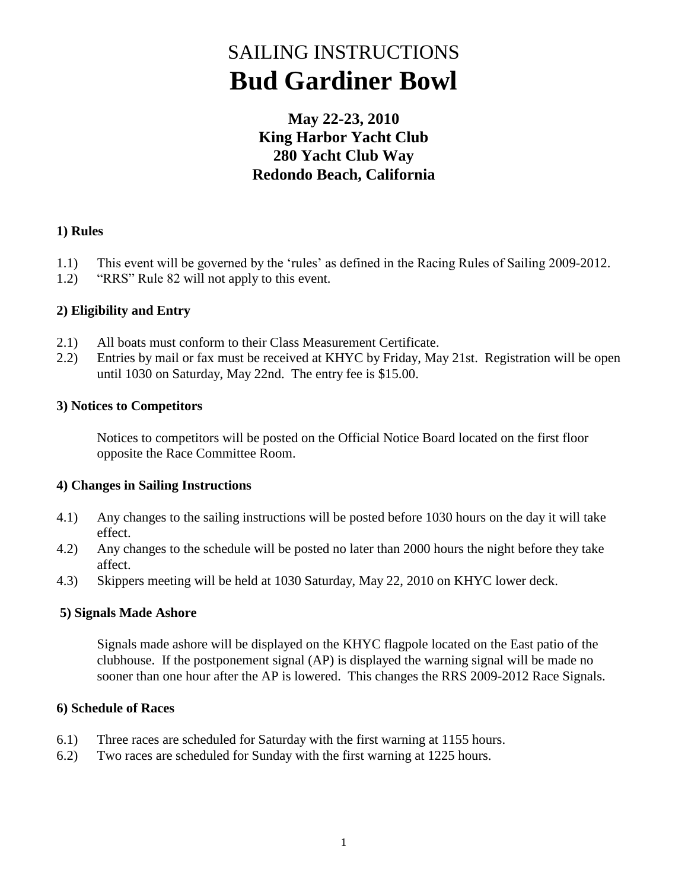# SAILING INSTRUCTIONS
# **Bud Gardiner Bowl**

### May 22-23, 2010
### King Harbor Yacht Club
### 280 Yacht Club Way
### Redondo Beach, California

#### 1) Rules

1.1) This event will be governed by the 'rules' as defined in the Racing Rules of Sailing 2009-2012.
1.2) "RRS" Rule 82 will not apply to this event.

#### 2) Eligibility and Entry

2.1) All boats must conform to their Class Measurement Certificate.
2.2) Entries by mail or fax must be received at KHYC by Friday, May 21st. Registration will be open until 1030 on Saturday, May 22nd. The entry fee is $15.00.

#### 3) Notices to Competitors

Notices to competitors will be posted on the Official Notice Board located on the first floor opposite the Race Committee Room.

#### 4) Changes in Sailing Instructions

4.1) Any changes to the sailing instructions will be posted before 1030 hours on the day it will take effect.
4.2) Any changes to the schedule will be posted no later than 2000 hours the night before they take affect.
4.3) Skippers meeting will be held at 1030 Saturday, May 22, 2010 on KHYC lower deck.

#### 5) Signals Made Ashore

Signals made ashore will be displayed on the KHYC flagpole located on the East patio of the clubhouse. If the postponement signal (AP) is displayed the warning signal will be made no sooner than one hour after the AP is lowered. This changes the RRS 2009-2012 Race Signals.

#### 6) Schedule of Races

6.1) Three races are scheduled for Saturday with the first warning at 1155 hours.
6.2) Two races are scheduled for Sunday with the first warning at 1225 hours.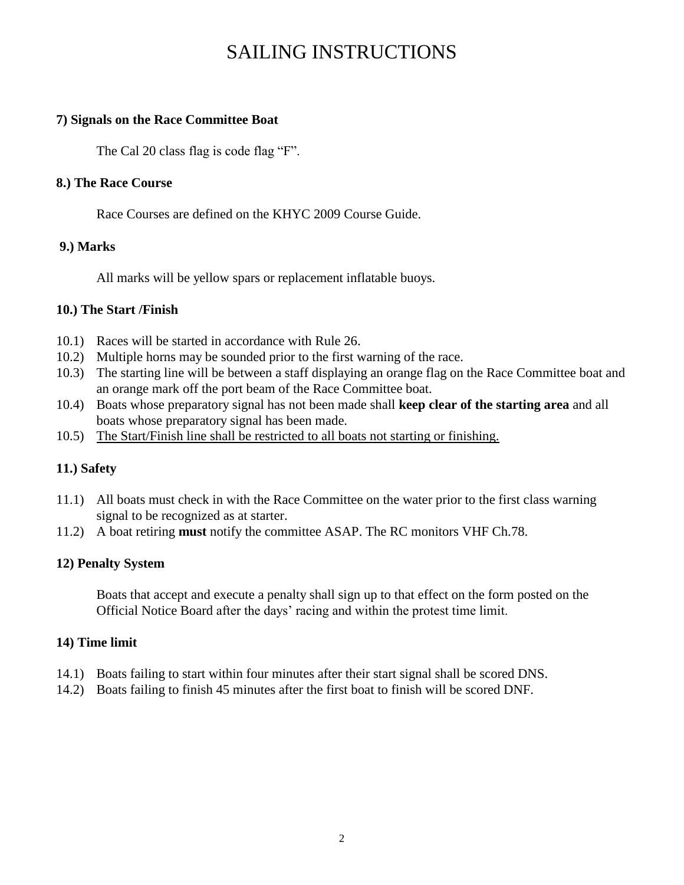# SAILING INSTRUCTIONS

**7) Signals on the Race Committee Boat**

The Cal 20 class flag is code flag "F".

**8.) The Race Course**

Race Courses are defined on the KHYC 2009 Course Guide.

**9.) Marks**

All marks will be yellow spars or replacement inflatable buoys.

**10.) The Start /Finish**

10.1) Races will be started in accordance with Rule 26.
10.2) Multiple horns may be sounded prior to the first warning of the race.
10.3) The starting line will be between a staff displaying an orange flag on the Race Committee boat and an orange mark off the port beam of the Race Committee boat.
10.4) Boats whose preparatory signal has not been made shall **keep clear of the starting area** and all boats whose preparatory signal has been made.
10.5) <u>The Start/Finish line shall be restricted to all boats not starting or finishing.</u>

**11.) Safety**

11.1) All boats must check in with the Race Committee on the water prior to the first class warning signal to be recognized as at starter.
11.2) A boat retiring **must** notify the committee ASAP. The RC monitors VHF Ch.78.

**12) Penalty System**

Boats that accept and execute a penalty shall sign up to that effect on the form posted on the Official Notice Board after the days' racing and within the protest time limit.

**14) Time limit**

14.1) Boats failing to start within four minutes after their start signal shall be scored DNS.
14.2) Boats failing to finish 45 minutes after the first boat to finish will be scored DNF.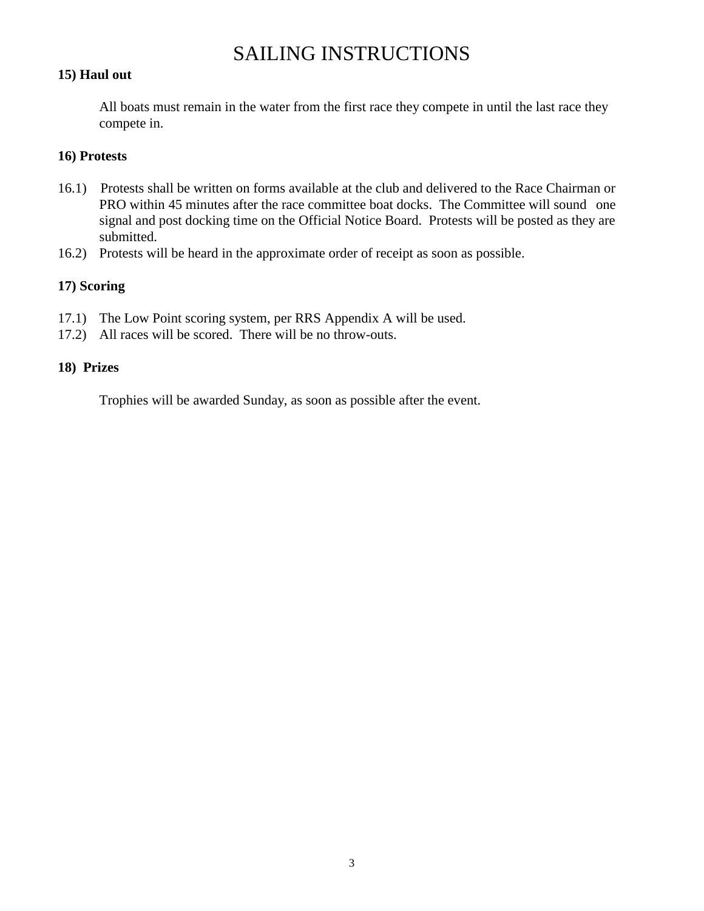# SAILING INSTRUCTIONS

**15) Haul out**

All boats must remain in the water from the first race they compete in until the last race they compete in.

**16) Protests**

16.1) Protests shall be written on forms available at the club and delivered to the Race Chairman or PRO within 45 minutes after the race committee boat docks. The Committee will sound one signal and post docking time on the Official Notice Board. Protests will be posted as they are submitted.

16.2) Protests will be heard in the approximate order of receipt as soon as possible.

**17) Scoring**

17.1) The Low Point scoring system, per RRS Appendix A will be used.

17.2) All races will be scored. There will be no throw-outs.

**18) Prizes**

Trophies will be awarded Sunday, as soon as possible after the event.